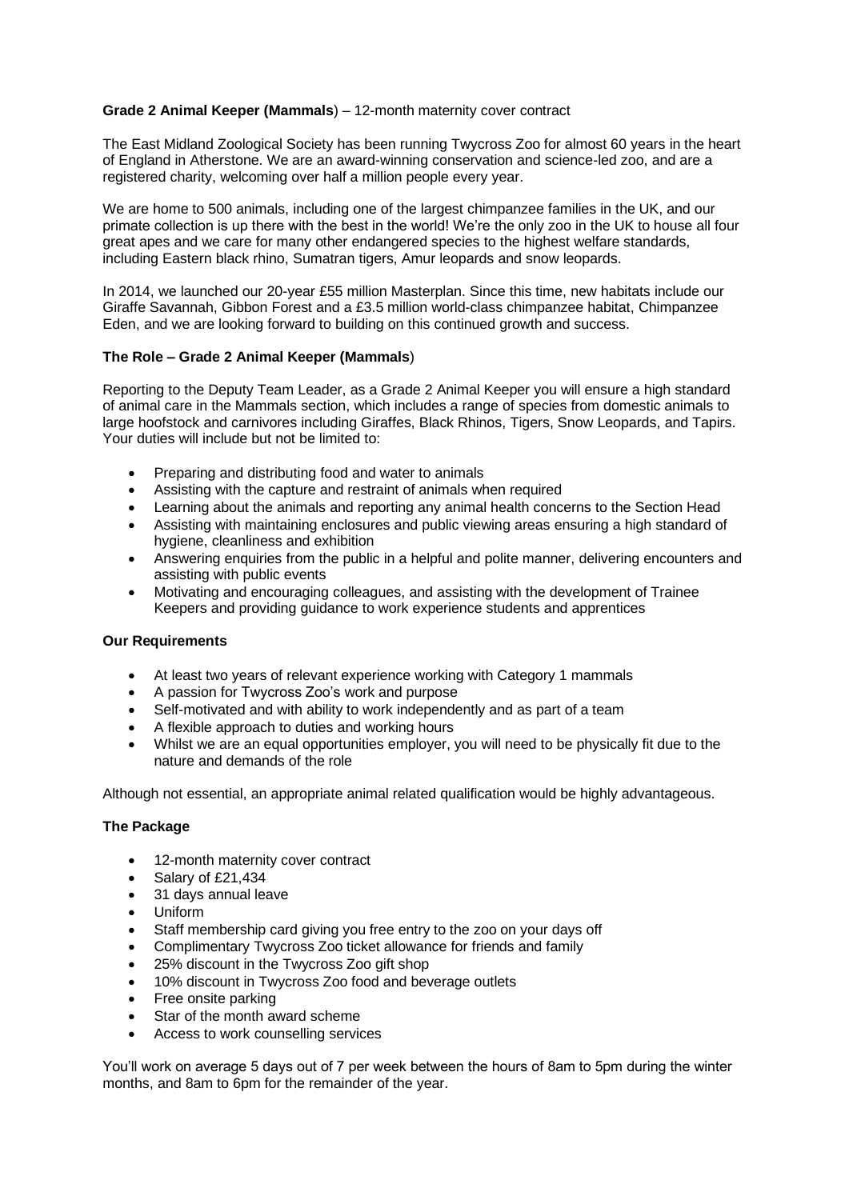**Grade 2 Animal Keeper (Mammals**) – 12-month maternity cover contract

The East Midland Zoological Society has been running Twycross Zoo for almost 60 years in the heart of England in Atherstone. We are an award-winning conservation and science-led zoo, and are a registered charity, welcoming over half a million people every year.

We are home to 500 animals, including one of the largest chimpanzee families in the UK, and our primate collection is up there with the best in the world! We're the only zoo in the UK to house all four great apes and we care for many other endangered species to the highest welfare standards, including Eastern black rhino, Sumatran tigers, Amur leopards and snow leopards.

In 2014, we launched our 20-year £55 million Masterplan. Since this time, new habitats include our Giraffe Savannah, Gibbon Forest and a £3.5 million world-class chimpanzee habitat, Chimpanzee Eden, and we are looking forward to building on this continued growth and success.

**The Role – Grade 2 Animal Keeper (Mammals**)

Reporting to the Deputy Team Leader, as a Grade 2 Animal Keeper you will ensure a high standard of animal care in the Mammals section, which includes a range of species from domestic animals to large hoofstock and carnivores including Giraffes, Black Rhinos, Tigers, Snow Leopards, and Tapirs. Your duties will include but not be limited to:

- Preparing and distributing food and water to animals
- Assisting with the capture and restraint of animals when required
- Learning about the animals and reporting any animal health concerns to the Section Head
- Assisting with maintaining enclosures and public viewing areas ensuring a high standard of hygiene, cleanliness and exhibition
- Answering enquiries from the public in a helpful and polite manner, delivering encounters and assisting with public events
- Motivating and encouraging colleagues, and assisting with the development of Trainee Keepers and providing guidance to work experience students and apprentices

**Our Requirements**

- At least two years of relevant experience working with Category 1 mammals
- A passion for Twycross Zoo's work and purpose
- Self-motivated and with ability to work independently and as part of a team
- A flexible approach to duties and working hours
- Whilst we are an equal opportunities employer, you will need to be physically fit due to the nature and demands of the role

Although not essential, an appropriate animal related qualification would be highly advantageous.

**The Package**

- 12-month maternity cover contract
- Salary of £21,434
- 31 days annual leave
- Uniform
- Staff membership card giving you free entry to the zoo on your days off
- Complimentary Twycross Zoo ticket allowance for friends and family
- 25% discount in the Twycross Zoo gift shop
- 10% discount in Twycross Zoo food and beverage outlets
- Free onsite parking
- Star of the month award scheme
- Access to work counselling services

You'll work on average 5 days out of 7 per week between the hours of 8am to 5pm during the winter months, and 8am to 6pm for the remainder of the year.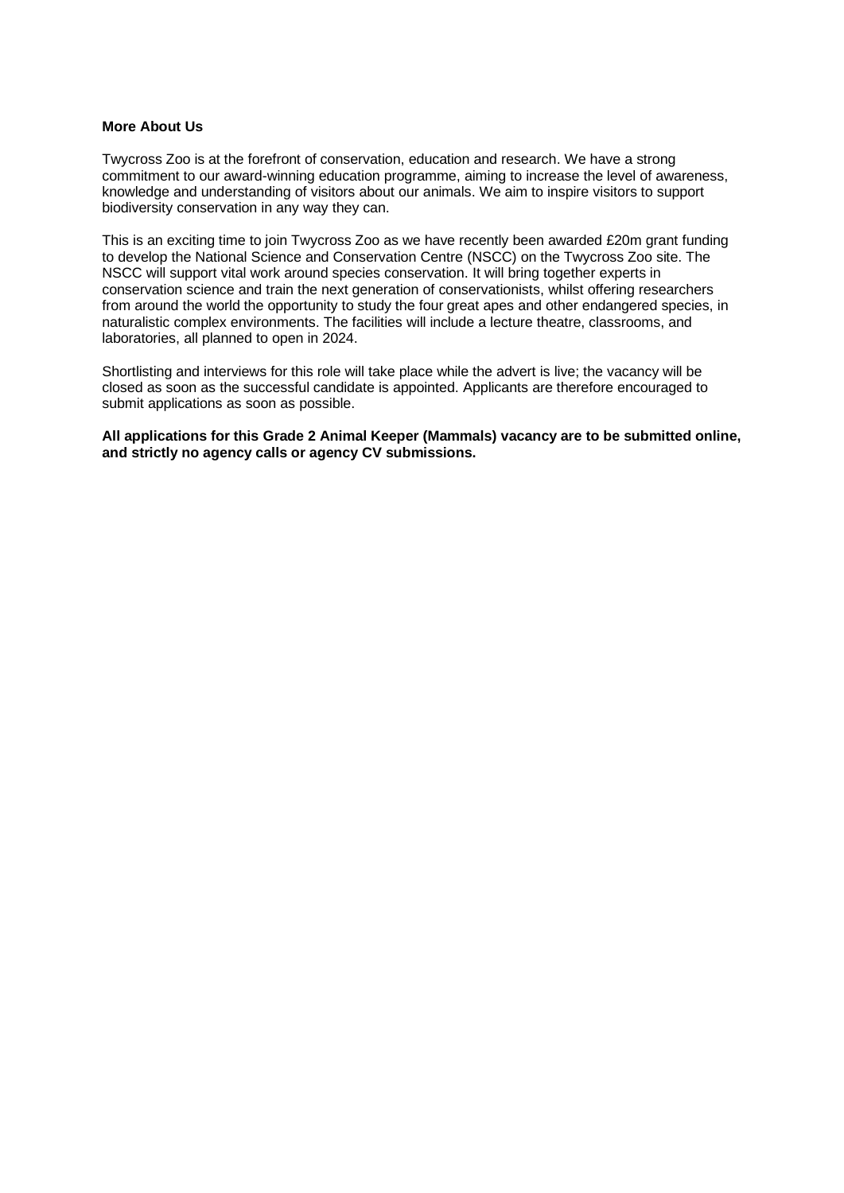**More About Us**

Twycross Zoo is at the forefront of conservation, education and research. We have a strong commitment to our award-winning education programme, aiming to increase the level of awareness, knowledge and understanding of visitors about our animals. We aim to inspire visitors to support biodiversity conservation in any way they can.

This is an exciting time to join Twycross Zoo as we have recently been awarded £20m grant funding to develop the National Science and Conservation Centre (NSCC) on the Twycross Zoo site. The NSCC will support vital work around species conservation. It will bring together experts in conservation science and train the next generation of conservationists, whilst offering researchers from around the world the opportunity to study the four great apes and other endangered species, in naturalistic complex environments. The facilities will include a lecture theatre, classrooms, and laboratories, all planned to open in 2024.

Shortlisting and interviews for this role will take place while the advert is live; the vacancy will be closed as soon as the successful candidate is appointed. Applicants are therefore encouraged to submit applications as soon as possible.

**All applications for this Grade 2 Animal Keeper (Mammals) vacancy are to be submitted online, and strictly no agency calls or agency CV submissions.**